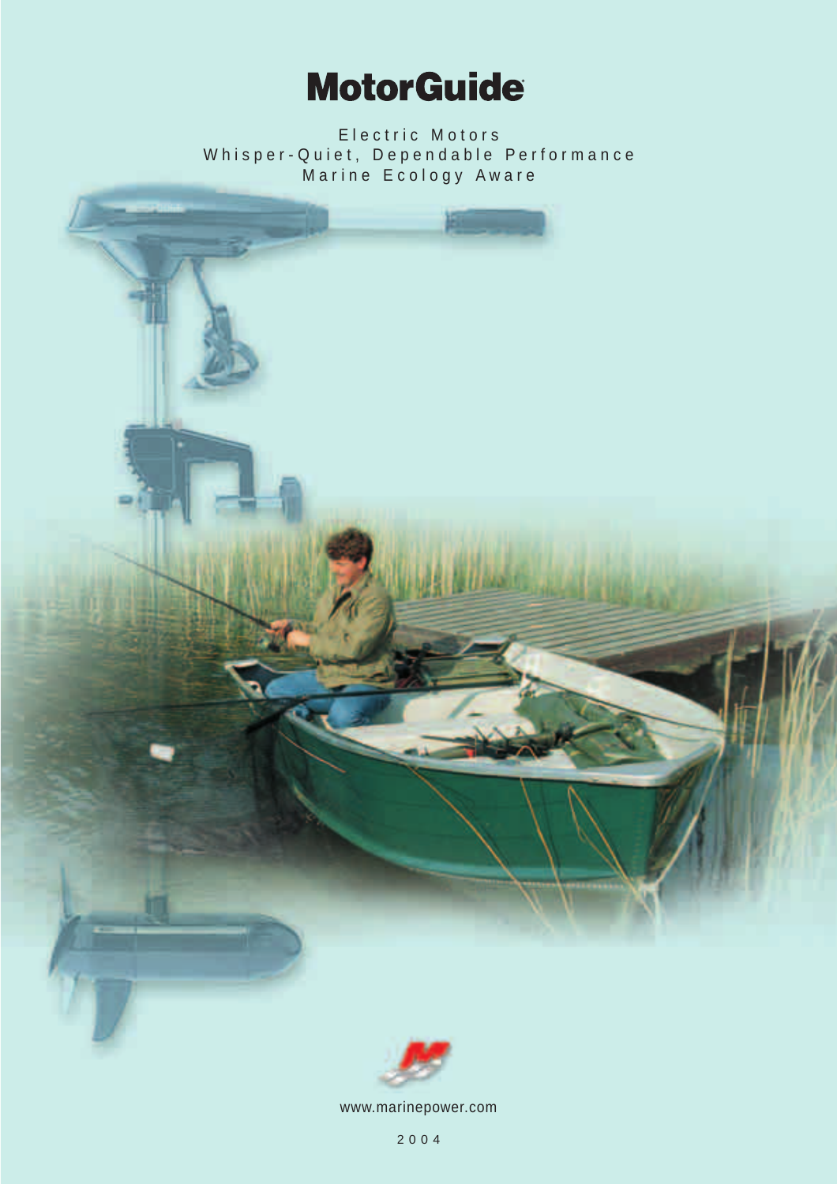# MotorGuide

Electric Motors
Whisper-Quiet, Dependable Performance
Marine Ecology Aware

www.marinepower.com

2004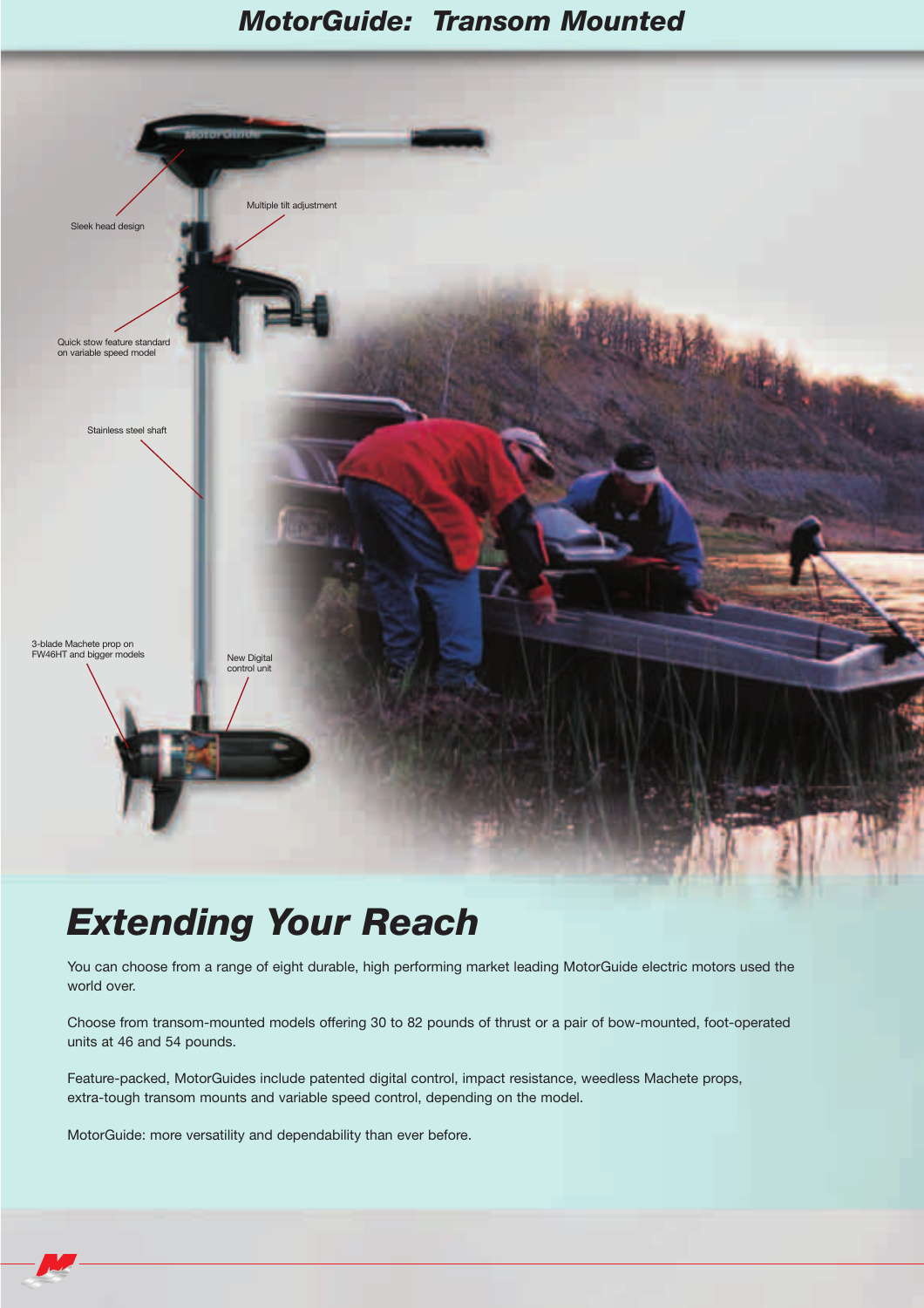# MotorGuide: Transom Mounted

Sleek head design

Multiple tilt adjustment

Quick stow feature standard on variable speed model

Stainless steel shaft

3-blade Machete prop on FW46HT and bigger models

New Digital control unit

## Extending Your Reach

You can choose from a range of eight durable, high performing market leading MotorGuide electric motors used the world over.

Choose from transom-mounted models offering 30 to 82 pounds of thrust or a pair of bow-mounted, foot-operated units at 46 and 54 pounds.

Feature-packed, MotorGuides include patented digital control, impact resistance, weedless Machete props, extra-tough transom mounts and variable speed control, depending on the model.

MotorGuide: more versatility and dependability than ever before.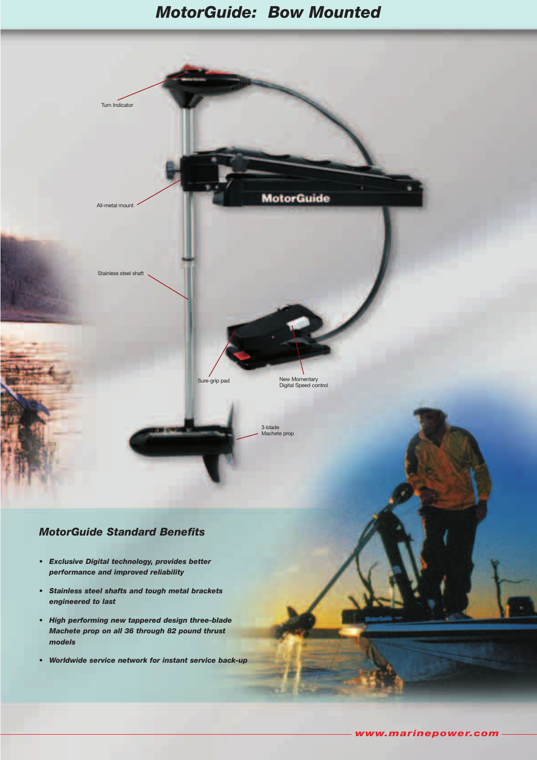# MotorGuide: Bow Mounted

Turn Indicator

All-metal mount

Stainless steel shaft

Sure-grip pad

New Momentary Digital Speed control

3-blade Machete prop

## MotorGuide Standard Benefits

- ***Exclusive Digital technology, provides better performance and improved reliability***
- ***Stainless steel shafts and tough metal brackets engineered to last***
- ***High performing new tappered design three-blade Machete prop on all 36 through 82 pound thrust models***
- ***Worldwide service network for instant service back-up***

www.marinepower.com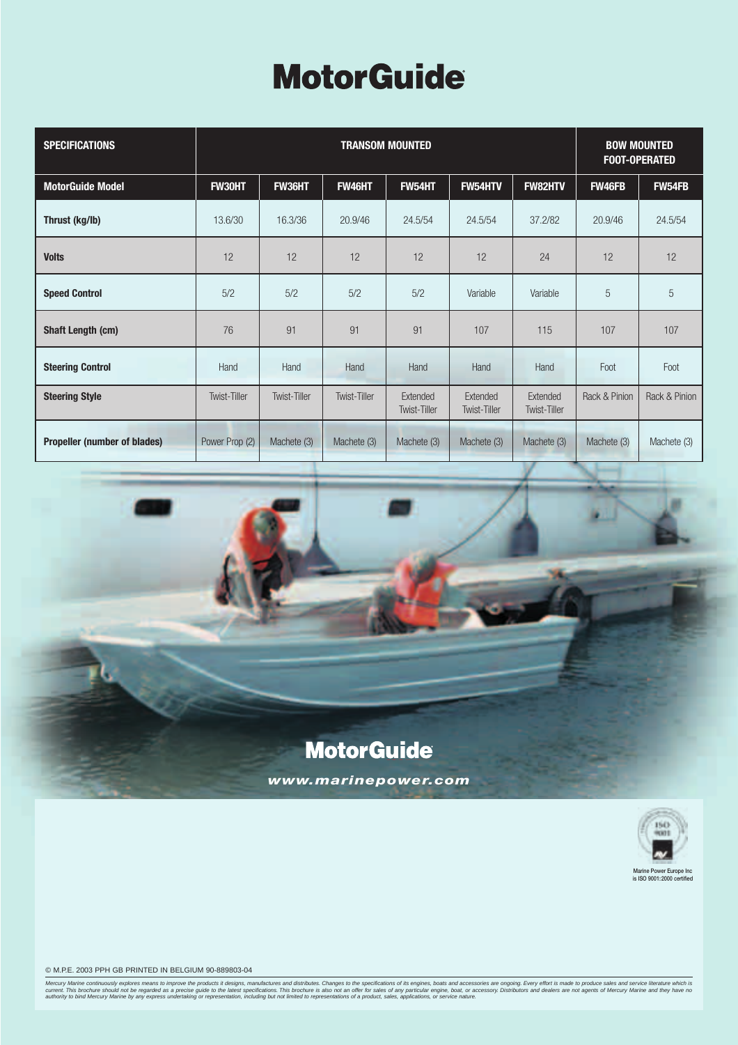# MotorGuide

| SPECIFICATIONS | TRANSOM MOUNTED | | | | | | BOW MOUNTED FOOT-OPERATED | |
|---|---|---|---|---|---|---|---|---|
| **MotorGuide Model** | **FW30HT** | **FW36HT** | **FW46HT** | **FW54HT** | **FW54HTV** | **FW82HTV** | **FW46FB** | **FW54FB** |
| **Thrust (kg/lb)** | 13.6/30 | 16.3/36 | 20.9/46 | 24.5/54 | 24.5/54 | 37.2/82 | 20.9/46 | 24.5/54 |
| **Volts** | 12 | 12 | 12 | 12 | 12 | 24 | 12 | 12 |
| **Speed Control** | 5/2 | 5/2 | 5/2 | 5/2 | Variable | Variable | 5 | 5 |
| **Shaft Length (cm)** | 76 | 91 | 91 | 91 | 107 | 115 | 107 | 107 |
| **Steering Control** | Hand | Hand | Hand | Hand | Hand | Hand | Foot | Foot |
| **Steering Style** | Twist-Tiller | Twist-Tiller | Twist-Tiller | Extended Twist-Tiller | Extended Twist-Tiller | Extended Twist-Tiller | Rack & Pinion | Rack & Pinion |
| **Propeller (number of blades)** | Power Prop (2) | Machete (3) | Machete (3) | Machete (3) | Machete (3) | Machete (3) | Machete (3) | Machete (3) |

MotorGuide

*www.marinepower.com*

Marine Power Europe Inc is ISO 9001:2000 certified

© M.P.E. 2003 PPH GB PRINTED IN BELGIUM 90-889803-04

*Mercury Marine continuously explores means to improve the products it designs, manufactures and distributes. Changes to the specifications of its engines, boats and accessories are ongoing. Every effort is made to produce sales and service literature which is current. This brochure should not be regarded as a precise guide to the latest specifications. This brochure is also not an offer for sales of any particular engine, boat, or accessory. Distributors and dealers are not agents of Mercury Marine and they have no authority to bind Mercury Marine by any express undertaking or representation, including but not limited to representations of a product, sales, applications, or service nature.*